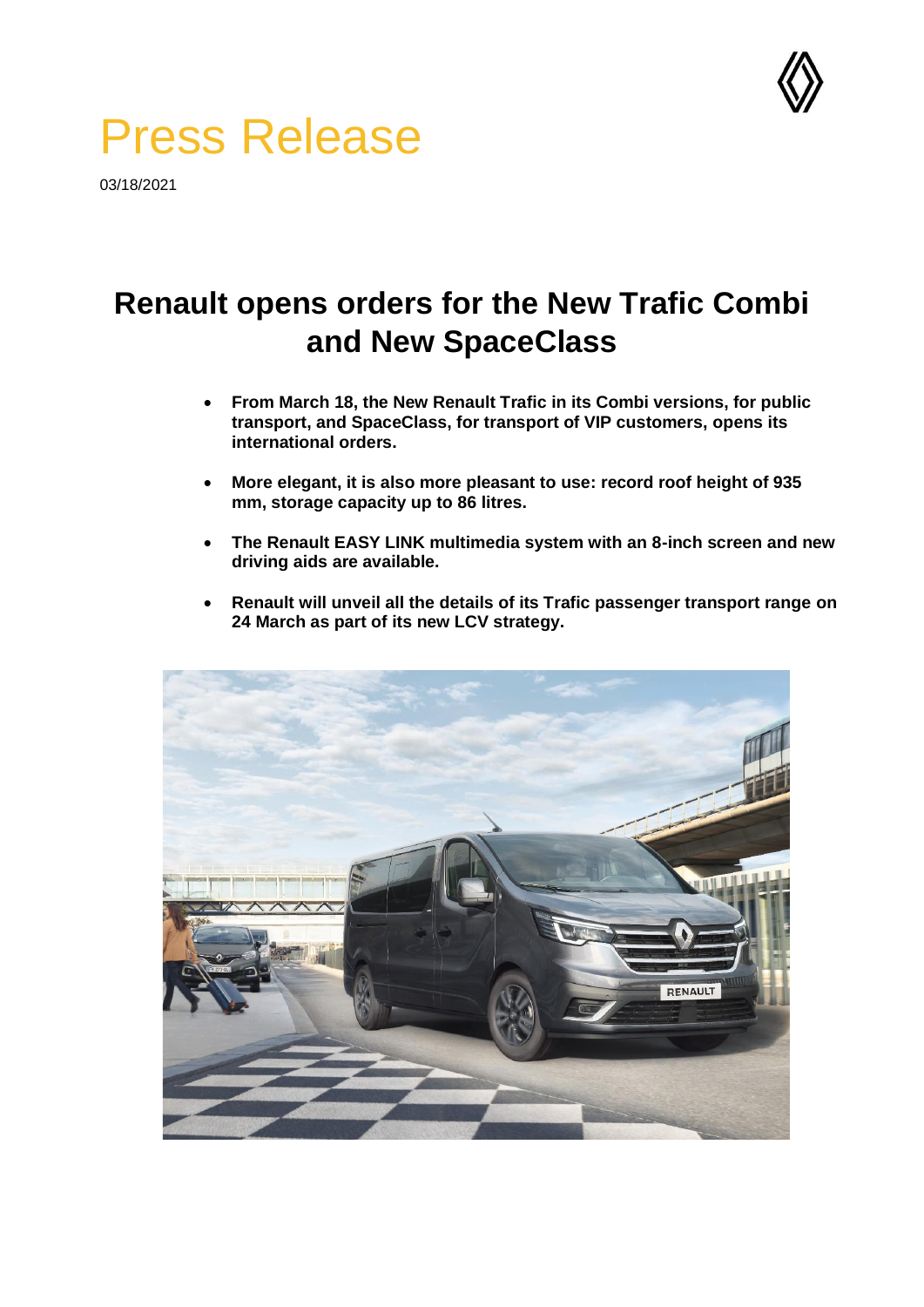# Press Release

03/18/2021

## Renault opens orders for the New Trafic Combi and New SpaceClass

- **From March 18, the New Renault Trafic in its Combi versions, for public transport, and SpaceClass, for transport of VIP customers, opens its international orders.**
- **More elegant, it is also more pleasant to use: record roof height of 935 mm, storage capacity up to 86 litres.**
- **The Renault EASY LINK multimedia system with an 8-inch screen and new driving aids are available.**
- **Renault will unveil all the details of its Trafic passenger transport range on 24 March as part of its new LCV strategy.**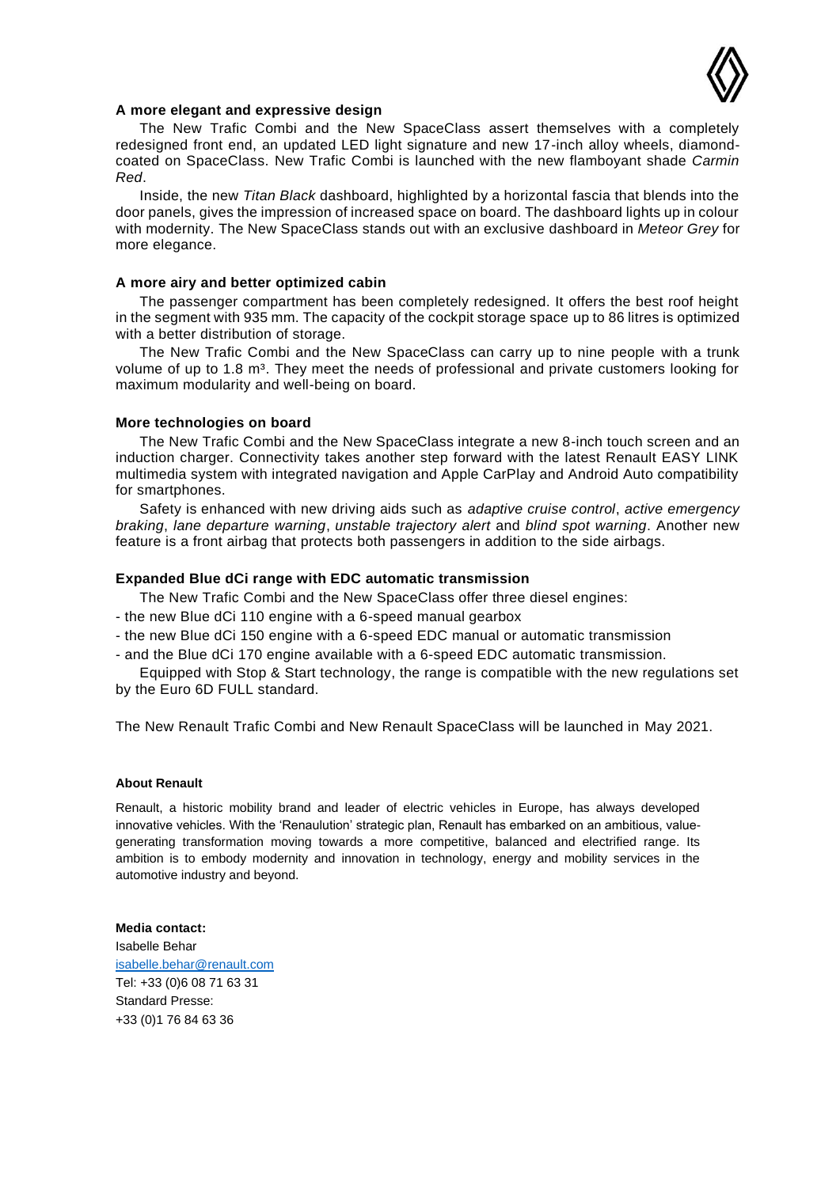**A more elegant and expressive design**

The New Trafic Combi and the New SpaceClass assert themselves with a completely redesigned front end, an updated LED light signature and new 17-inch alloy wheels, diamond-coated on SpaceClass. New Trafic Combi is launched with the new flamboyant shade *Carmin Red*.

Inside, the new *Titan Black* dashboard, highlighted by a horizontal fascia that blends into the door panels, gives the impression of increased space on board. The dashboard lights up in colour with modernity. The New SpaceClass stands out with an exclusive dashboard in *Meteor Grey* for more elegance.

**A more airy and better optimized cabin**

The passenger compartment has been completely redesigned. It offers the best roof height in the segment with 935 mm. The capacity of the cockpit storage space up to 86 litres is optimized with a better distribution of storage.

The New Trafic Combi and the New SpaceClass can carry up to nine people with a trunk volume of up to 1.8 m³. They meet the needs of professional and private customers looking for maximum modularity and well-being on board.

**More technologies on board**

The New Trafic Combi and the New SpaceClass integrate a new 8-inch touch screen and an induction charger. Connectivity takes another step forward with the latest Renault EASY LINK multimedia system with integrated navigation and Apple CarPlay and Android Auto compatibility for smartphones.

Safety is enhanced with new driving aids such as *adaptive cruise control*, *active emergency braking*, *lane departure warning*, *unstable trajectory alert* and *blind spot warning*. Another new feature is a front airbag that protects both passengers in addition to the side airbags.

**Expanded Blue dCi range with EDC automatic transmission**

The New Trafic Combi and the New SpaceClass offer three diesel engines:

- the new Blue dCi 110 engine with a 6-speed manual gearbox
- the new Blue dCi 150 engine with a 6-speed EDC manual or automatic transmission
- and the Blue dCi 170 engine available with a 6-speed EDC automatic transmission.

Equipped with Stop & Start technology, the range is compatible with the new regulations set by the Euro 6D FULL standard.

The New Renault Trafic Combi and New Renault SpaceClass will be launched in May 2021.

**About Renault**

Renault, a historic mobility brand and leader of electric vehicles in Europe, has always developed innovative vehicles. With the 'Renaulution' strategic plan, Renault has embarked on an ambitious, value-generating transformation moving towards a more competitive, balanced and electrified range. Its ambition is to embody modernity and innovation in technology, energy and mobility services in the automotive industry and beyond.

**Media contact:**
Isabelle Behar
isabelle.behar@renault.com
Tel: +33 (0)6 08 71 63 31
Standard Presse:
+33 (0)1 76 84 63 36